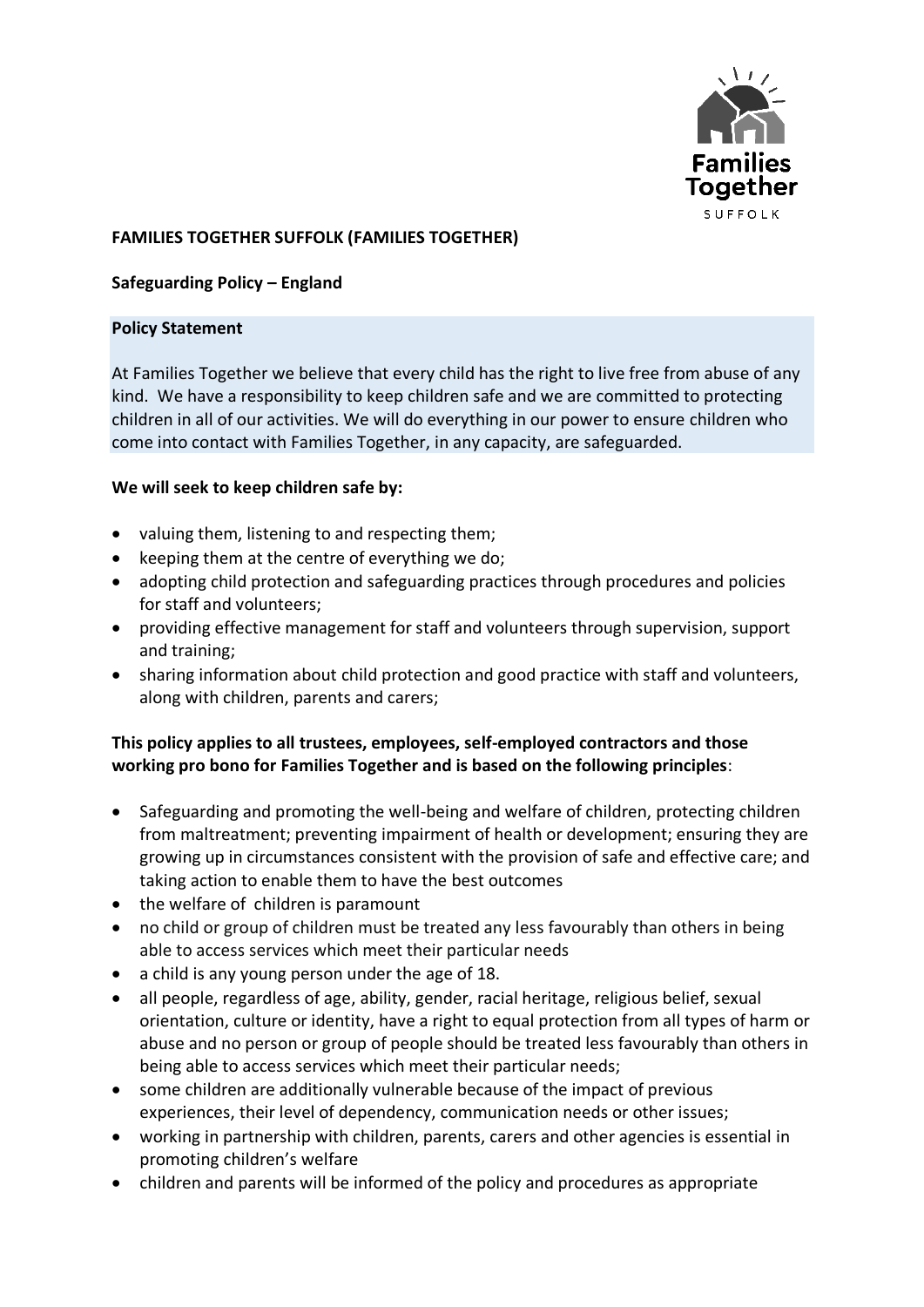**FAMILIES TOGETHER SUFFOLK (FAMILIES TOGETHER)**

**Safeguarding Policy – England**

**Policy Statement**

At Families Together we believe that every child has the right to live free from abuse of any kind. We have a responsibility to keep children safe and we are committed to protecting children in all of our activities. We will do everything in our power to ensure children who come into contact with Families Together, in any capacity, are safeguarded.

**We will seek to keep children safe by:**

- valuing them, listening to and respecting them;
- keeping them at the centre of everything we do;
- adopting child protection and safeguarding practices through procedures and policies for staff and volunteers;
- providing effective management for staff and volunteers through supervision, support and training;
- sharing information about child protection and good practice with staff and volunteers, along with children, parents and carers;

**This policy applies to all trustees, employees, self-employed contractors and those working pro bono for Families Together and is based on the following principles**:

- Safeguarding and promoting the well-being and welfare of children, protecting children from maltreatment; preventing impairment of health or development; ensuring they are growing up in circumstances consistent with the provision of safe and effective care; and taking action to enable them to have the best outcomes
- the welfare of children is paramount
- no child or group of children must be treated any less favourably than others in being able to access services which meet their particular needs
- a child is any young person under the age of 18.
- all people, regardless of age, ability, gender, racial heritage, religious belief, sexual orientation, culture or identity, have a right to equal protection from all types of harm or abuse and no person or group of people should be treated less favourably than others in being able to access services which meet their particular needs;
- some children are additionally vulnerable because of the impact of previous experiences, their level of dependency, communication needs or other issues;
- working in partnership with children, parents, carers and other agencies is essential in promoting children's welfare
- children and parents will be informed of the policy and procedures as appropriate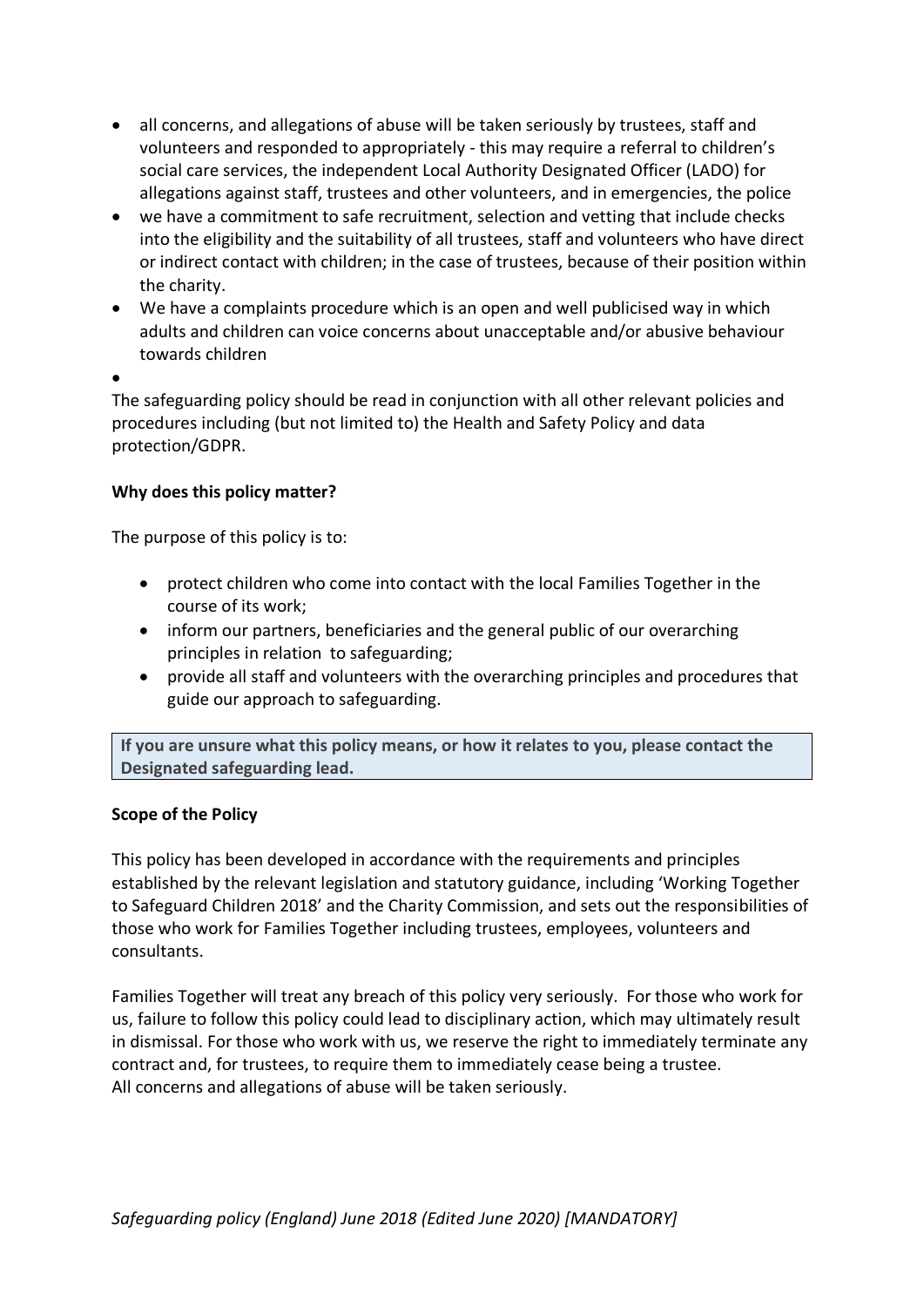- all concerns, and allegations of abuse will be taken seriously by trustees, staff and volunteers and responded to appropriately - this may require a referral to children's social care services, the independent Local Authority Designated Officer (LADO) for allegations against staff, trustees and other volunteers, and in emergencies, the police
- we have a commitment to safe recruitment, selection and vetting that include checks into the eligibility and the suitability of all trustees, staff and volunteers who have direct or indirect contact with children; in the case of trustees, because of their position within the charity.
- We have a complaints procedure which is an open and well publicised way in which adults and children can voice concerns about unacceptable and/or abusive behaviour towards children
-

The safeguarding policy should be read in conjunction with all other relevant policies and procedures including (but not limited to) the Health and Safety Policy and data protection/GDPR.

**Why does this policy matter?**

The purpose of this policy is to:

- protect children who come into contact with the local Families Together in the course of its work;
- inform our partners, beneficiaries and the general public of our overarching principles in relation to safeguarding;
- provide all staff and volunteers with the overarching principles and procedures that guide our approach to safeguarding.

**If you are unsure what this policy means, or how it relates to you, please contact the Designated safeguarding lead.**

**Scope of the Policy**

This policy has been developed in accordance with the requirements and principles established by the relevant legislation and statutory guidance, including 'Working Together to Safeguard Children 2018' and the Charity Commission, and sets out the responsibilities of those who work for Families Together including trustees, employees, volunteers and consultants.

Families Together will treat any breach of this policy very seriously. For those who work for us, failure to follow this policy could lead to disciplinary action, which may ultimately result in dismissal. For those who work with us, we reserve the right to immediately terminate any contract and, for trustees, to require them to immediately cease being a trustee.
All concerns and allegations of abuse will be taken seriously.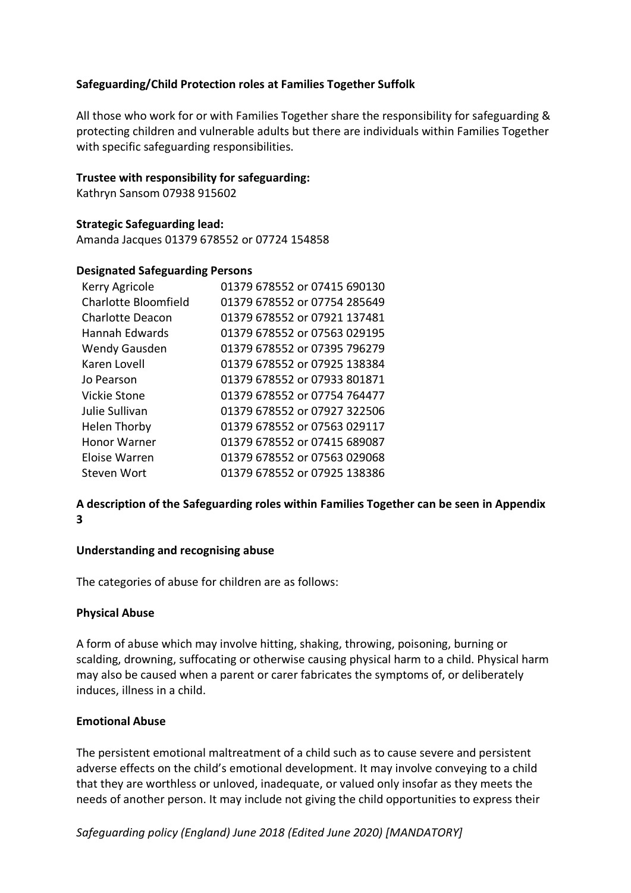**Safeguarding/Child Protection roles at Families Together Suffolk**

All those who work for or with Families Together share the responsibility for safeguarding & protecting children and vulnerable adults but there are individuals within Families Together with specific safeguarding responsibilities.

**Trustee with responsibility for safeguarding:**
Kathryn Sansom 07938 915602

**Strategic Safeguarding lead:**
Amanda Jacques 01379 678552 or 07724 154858

**Designated Safeguarding Persons**

| | |
|---|---|
| Kerry Agricole | 01379 678552 or 07415 690130 |
| Charlotte Bloomfield | 01379 678552 or 07754 285649 |
| Charlotte Deacon | 01379 678552 or 07921 137481 |
| Hannah Edwards | 01379 678552 or 07563 029195 |
| Wendy Gausden | 01379 678552 or 07395 796279 |
| Karen Lovell | 01379 678552 or 07925 138384 |
| Jo Pearson | 01379 678552 or 07933 801871 |
| Vickie Stone | 01379 678552 or 07754 764477 |
| Julie Sullivan | 01379 678552 or 07927 322506 |
| Helen Thorby | 01379 678552 or 07563 029117 |
| Honor Warner | 01379 678552 or 07415 689087 |
| Eloise Warren | 01379 678552 or 07563 029068 |
| Steven Wort | 01379 678552 or 07925 138386 |

**A description of the Safeguarding roles within Families Together can be seen in Appendix 3**

**Understanding and recognising abuse**

The categories of abuse for children are as follows:

**Physical Abuse**

A form of abuse which may involve hitting, shaking, throwing, poisoning, burning or scalding, drowning, suffocating or otherwise causing physical harm to a child. Physical harm may also be caused when a parent or carer fabricates the symptoms of, or deliberately induces, illness in a child.

**Emotional Abuse**

The persistent emotional maltreatment of a child such as to cause severe and persistent adverse effects on the child's emotional development. It may involve conveying to a child that they are worthless or unloved, inadequate, or valued only insofar as they meets the needs of another person. It may include not giving the child opportunities to express their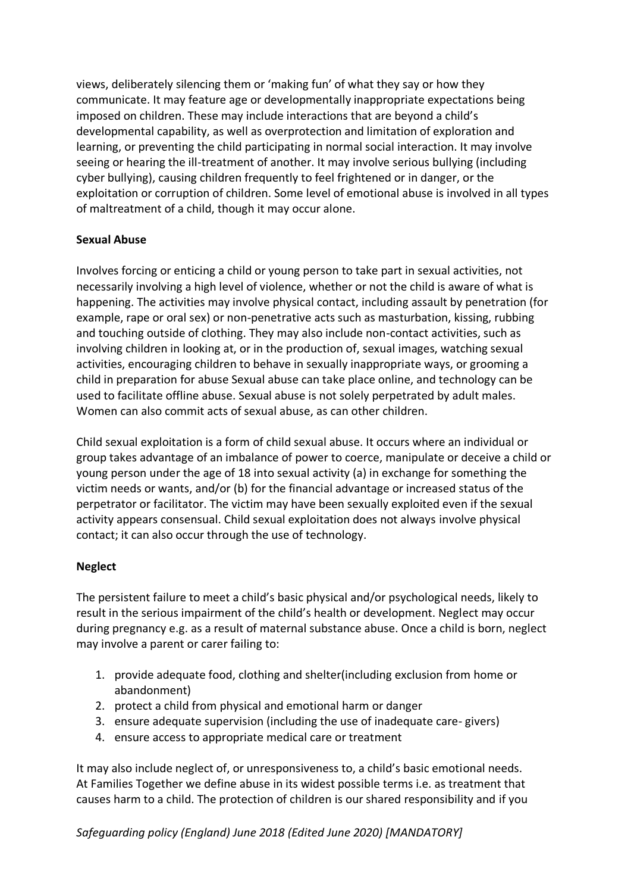views, deliberately silencing them or 'making fun' of what they say or how they communicate. It may feature age or developmentally inappropriate expectations being imposed on children. These may include interactions that are beyond a child's developmental capability, as well as overprotection and limitation of exploration and learning, or preventing the child participating in normal social interaction. It may involve seeing or hearing the ill-treatment of another. It may involve serious bullying (including cyber bullying), causing children frequently to feel frightened or in danger, or the exploitation or corruption of children. Some level of emotional abuse is involved in all types of maltreatment of a child, though it may occur alone.

**Sexual Abuse**

Involves forcing or enticing a child or young person to take part in sexual activities, not necessarily involving a high level of violence, whether or not the child is aware of what is happening. The activities may involve physical contact, including assault by penetration (for example, rape or oral sex) or non-penetrative acts such as masturbation, kissing, rubbing and touching outside of clothing. They may also include non-contact activities, such as involving children in looking at, or in the production of, sexual images, watching sexual activities, encouraging children to behave in sexually inappropriate ways, or grooming a child in preparation for abuse Sexual abuse can take place online, and technology can be used to facilitate offline abuse. Sexual abuse is not solely perpetrated by adult males. Women can also commit acts of sexual abuse, as can other children.

Child sexual exploitation is a form of child sexual abuse. It occurs where an individual or group takes advantage of an imbalance of power to coerce, manipulate or deceive a child or young person under the age of 18 into sexual activity (a) in exchange for something the victim needs or wants, and/or (b) for the financial advantage or increased status of the perpetrator or facilitator. The victim may have been sexually exploited even if the sexual activity appears consensual. Child sexual exploitation does not always involve physical contact; it can also occur through the use of technology.

**Neglect**

The persistent failure to meet a child's basic physical and/or psychological needs, likely to result in the serious impairment of the child's health or development. Neglect may occur during pregnancy e.g. as a result of maternal substance abuse. Once a child is born, neglect may involve a parent or carer failing to:

1. provide adequate food, clothing and shelter(including exclusion from home or abandonment)
2. protect a child from physical and emotional harm or danger
3. ensure adequate supervision (including the use of inadequate care- givers)
4. ensure access to appropriate medical care or treatment

It may also include neglect of, or unresponsiveness to, a child's basic emotional needs. At Families Together we define abuse in its widest possible terms i.e. as treatment that causes harm to a child. The protection of children is our shared responsibility and if you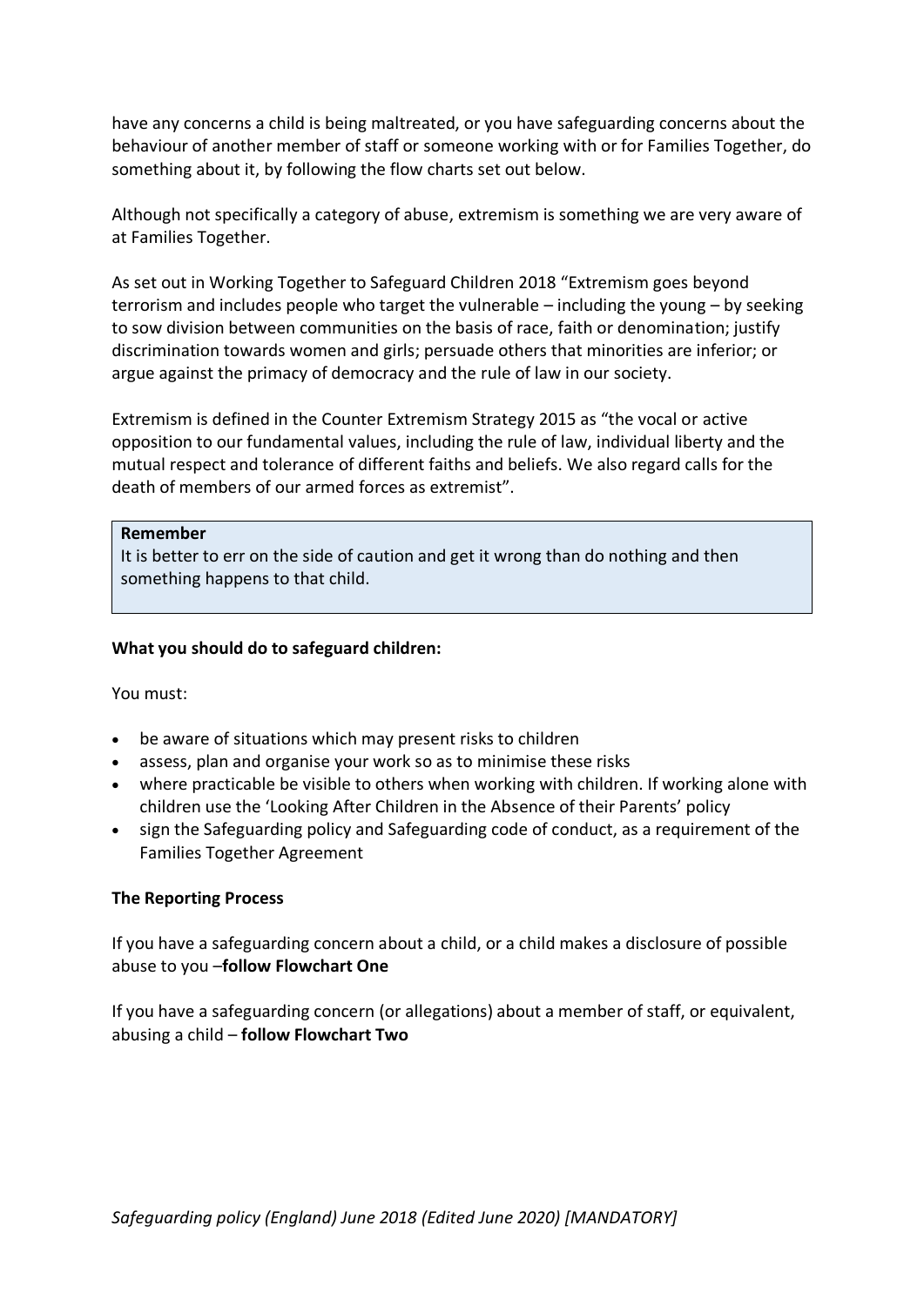have any concerns a child is being maltreated, or you have safeguarding concerns about the behaviour of another member of staff or someone working with or for Families Together, do something about it, by following the flow charts set out below.

Although not specifically a category of abuse, extremism is something we are very aware of at Families Together.

As set out in Working Together to Safeguard Children 2018 "Extremism goes beyond terrorism and includes people who target the vulnerable – including the young – by seeking to sow division between communities on the basis of race, faith or denomination; justify discrimination towards women and girls; persuade others that minorities are inferior; or argue against the primacy of democracy and the rule of law in our society.

Extremism is defined in the Counter Extremism Strategy 2015 as "the vocal or active opposition to our fundamental values, including the rule of law, individual liberty and the mutual respect and tolerance of different faiths and beliefs. We also regard calls for the death of members of our armed forces as extremist".

> **Remember**
> It is better to err on the side of caution and get it wrong than do nothing and then something happens to that child.

**What you should do to safeguard children:**

You must:

- be aware of situations which may present risks to children
- assess, plan and organise your work so as to minimise these risks
- where practicable be visible to others when working with children. If working alone with children use the 'Looking After Children in the Absence of their Parents' policy
- sign the Safeguarding policy and Safeguarding code of conduct, as a requirement of the Families Together Agreement

**The Reporting Process**

If you have a safeguarding concern about a child, or a child makes a disclosure of possible abuse to you –**follow Flowchart One**

If you have a safeguarding concern (or allegations) about a member of staff, or equivalent, abusing a child – **follow Flowchart Two**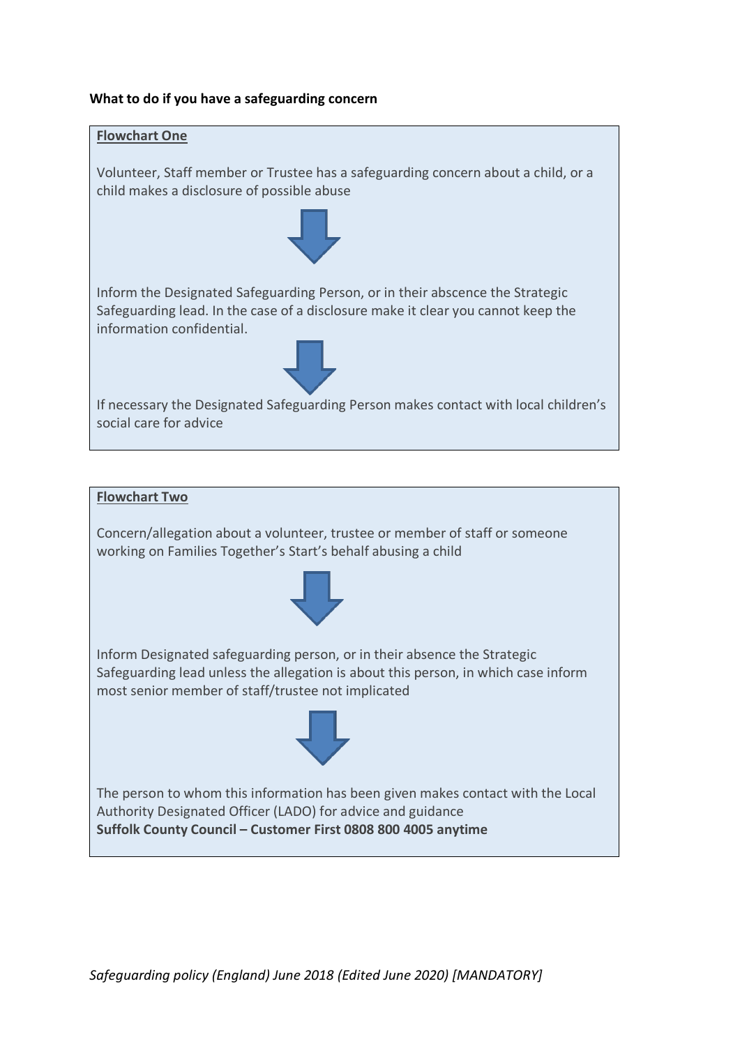**What to do if you have a safeguarding concern**

**Flowchart One**

Volunteer, Staff member or Trustee has a safeguarding concern about a child, or a child makes a disclosure of possible abuse

↓

Inform the Designated Safeguarding Person, or in their abscence the Strategic Safeguarding lead. In the case of a disclosure make it clear you cannot keep the information confidential.

↓

If necessary the Designated Safeguarding Person makes contact with local children's social care for advice

**Flowchart Two**

Concern/allegation about a volunteer, trustee or member of staff or someone working on Families Together's Start's behalf abusing a child

↓

Inform Designated safeguarding person, or in their absence the Strategic Safeguarding lead unless the allegation is about this person, in which case inform most senior member of staff/trustee not implicated

↓

The person to whom this information has been given makes contact with the Local Authority Designated Officer (LADO) for advice and guidance
**Suffolk County Council – Customer First 0808 800 4005 anytime**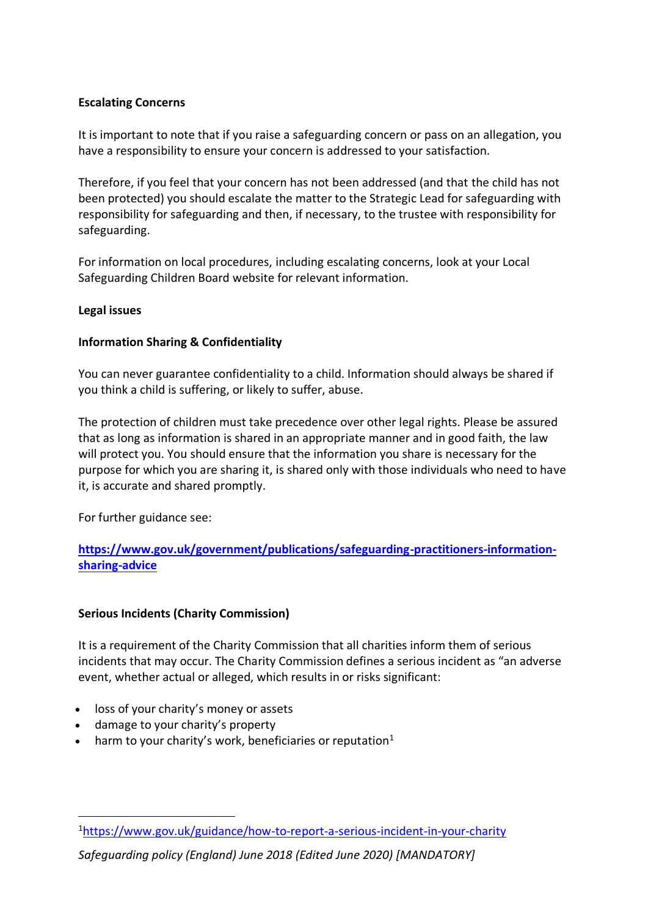**Escalating Concerns**

It is important to note that if you raise a safeguarding concern or pass on an allegation, you have a responsibility to ensure your concern is addressed to your satisfaction.

Therefore, if you feel that your concern has not been addressed (and that the child has not been protected) you should escalate the matter to the Strategic Lead for safeguarding with responsibility for safeguarding and then, if necessary, to the trustee with responsibility for safeguarding.

For information on local procedures, including escalating concerns, look at your Local Safeguarding Children Board website for relevant information.

**Legal issues**

**Information Sharing & Confidentiality**

You can never guarantee confidentiality to a child. Information should always be shared if you think a child is suffering, or likely to suffer, abuse.

The protection of children must take precedence over other legal rights. Please be assured that as long as information is shared in an appropriate manner and in good faith, the law will protect you. You should ensure that the information you share is necessary for the purpose for which you are sharing it, is shared only with those individuals who need to have it, is accurate and shared promptly.

For further guidance see:

**[https://www.gov.uk/government/publications/safeguarding-practitioners-information-sharing-advice](https://www.gov.uk/government/publications/safeguarding-practitioners-information-sharing-advice)**

**Serious Incidents (Charity Commission)**

It is a requirement of the Charity Commission that all charities inform them of serious incidents that may occur. The Charity Commission defines a serious incident as "an adverse event, whether actual or alleged, which results in or risks significant:

- loss of your charity's money or assets
- damage to your charity's property
- harm to your charity's work, beneficiaries or reputation[1]

---

[1] https://www.gov.uk/guidance/how-to-report-a-serious-incident-in-your-charity

*Safeguarding policy (England) June 2018 (Edited June 2020) [MANDATORY]*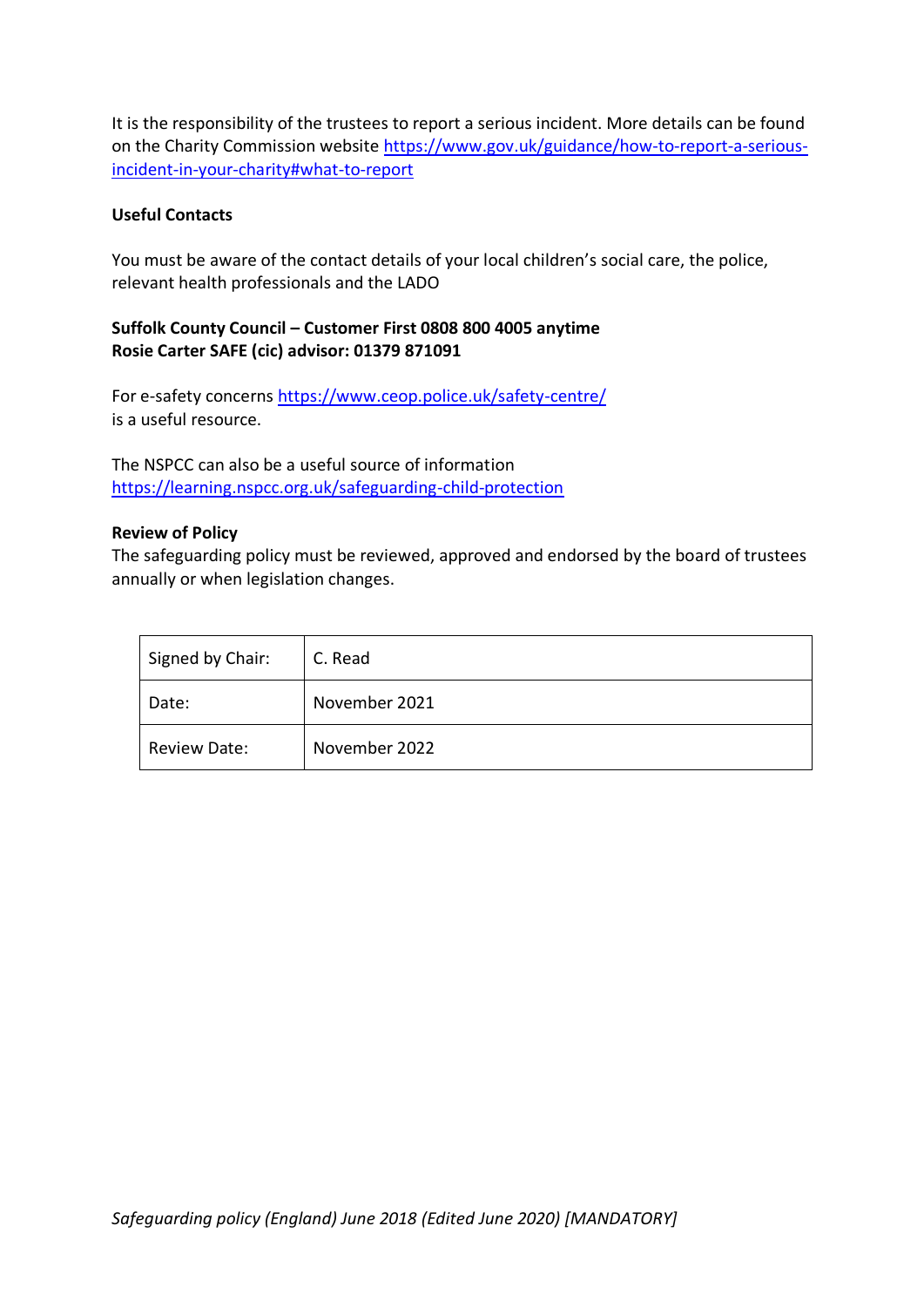It is the responsibility of the trustees to report a serious incident. More details can be found on the Charity Commission website https://www.gov.uk/guidance/how-to-report-a-serious-incident-in-your-charity#what-to-report

**Useful Contacts**

You must be aware of the contact details of your local children's social care, the police, relevant health professionals and the LADO

**Suffolk County Council – Customer First 0808 800 4005 anytime**
**Rosie Carter SAFE (cic) advisor: 01379 871091**

For e-safety concerns https://www.ceop.police.uk/safety-centre/ is a useful resource.

The NSPCC can also be a useful source of information https://learning.nspcc.org.uk/safeguarding-child-protection

**Review of Policy**
The safeguarding policy must be reviewed, approved and endorsed by the board of trustees annually or when legislation changes.

| Signed by Chair: | C. Read |
|---|---|
| Date: | November 2021 |
| Review Date: | November 2022 |

*Safeguarding policy (England) June 2018 (Edited June 2020) [MANDATORY]*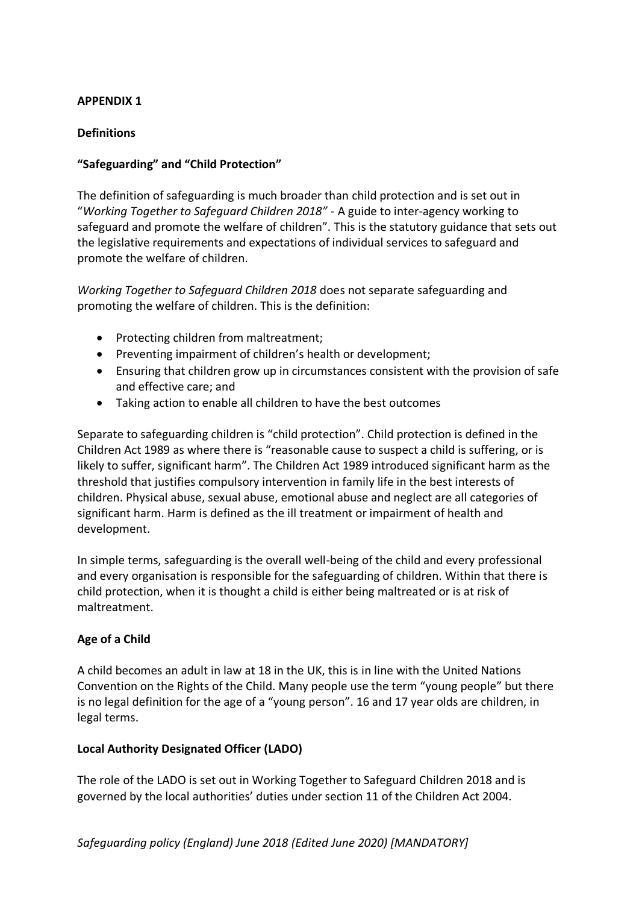**APPENDIX 1**

**Definitions**

**"Safeguarding" and "Child Protection"**

The definition of safeguarding is much broader than child protection and is set out in "*Working Together to Safeguard Children 2018"* - A guide to inter-agency working to safeguard and promote the welfare of children". This is the statutory guidance that sets out the legislative requirements and expectations of individual services to safeguard and promote the welfare of children.

*Working Together to Safeguard Children 2018* does not separate safeguarding and promoting the welfare of children. This is the definition:

- Protecting children from maltreatment;
- Preventing impairment of children's health or development;
- Ensuring that children grow up in circumstances consistent with the provision of safe and effective care; and
- Taking action to enable all children to have the best outcomes

Separate to safeguarding children is "child protection". Child protection is defined in the Children Act 1989 as where there is "reasonable cause to suspect a child is suffering, or is likely to suffer, significant harm". The Children Act 1989 introduced significant harm as the threshold that justifies compulsory intervention in family life in the best interests of children. Physical abuse, sexual abuse, emotional abuse and neglect are all categories of significant harm. Harm is defined as the ill treatment or impairment of health and development.

In simple terms, safeguarding is the overall well-being of the child and every professional and every organisation is responsible for the safeguarding of children. Within that there is child protection, when it is thought a child is either being maltreated or is at risk of maltreatment.

**Age of a Child**

A child becomes an adult in law at 18 in the UK, this is in line with the United Nations Convention on the Rights of the Child. Many people use the term "young people" but there is no legal definition for the age of a "young person". 16 and 17 year olds are children, in legal terms.

**Local Authority Designated Officer (LADO)**

The role of the LADO is set out in Working Together to Safeguard Children 2018 and is governed by the local authorities' duties under section 11 of the Children Act 2004.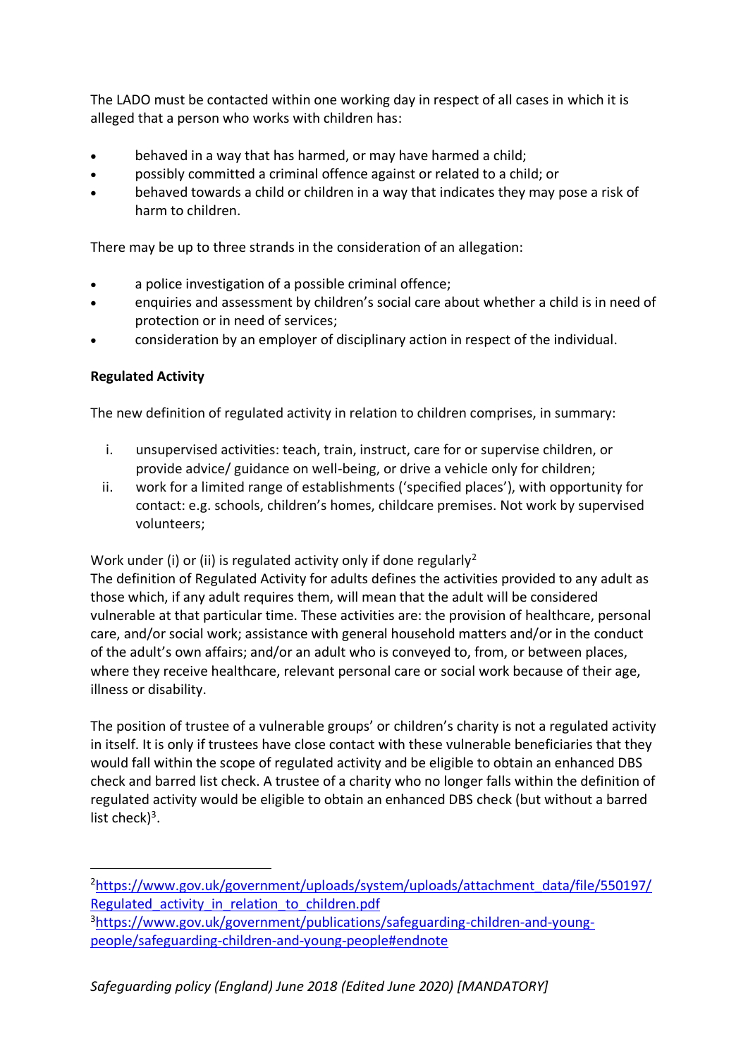The LADO must be contacted within one working day in respect of all cases in which it is alleged that a person who works with children has:

- behaved in a way that has harmed, or may have harmed a child;
- possibly committed a criminal offence against or related to a child; or
- behaved towards a child or children in a way that indicates they may pose a risk of harm to children.

There may be up to three strands in the consideration of an allegation:

- a police investigation of a possible criminal offence;
- enquiries and assessment by children's social care about whether a child is in need of protection or in need of services;
- consideration by an employer of disciplinary action in respect of the individual.

**Regulated Activity**

The new definition of regulated activity in relation to children comprises, in summary:

i. unsupervised activities: teach, train, instruct, care for or supervise children, or provide advice/ guidance on well-being, or drive a vehicle only for children;
ii. work for a limited range of establishments ('specified places'), with opportunity for contact: e.g. schools, children's homes, childcare premises. Not work by supervised volunteers;

Work under (i) or (ii) is regulated activity only if done regularly[2]
The definition of Regulated Activity for adults defines the activities provided to any adult as those which, if any adult requires them, will mean that the adult will be considered vulnerable at that particular time. These activities are: the provision of healthcare, personal care, and/or social work; assistance with general household matters and/or in the conduct of the adult's own affairs; and/or an adult who is conveyed to, from, or between places, where they receive healthcare, relevant personal care or social work because of their age, illness or disability.

The position of trustee of a vulnerable groups' or children's charity is not a regulated activity in itself. It is only if trustees have close contact with these vulnerable beneficiaries that they would fall within the scope of regulated activity and be eligible to obtain an enhanced DBS check and barred list check. A trustee of a charity who no longer falls within the definition of regulated activity would be eligible to obtain an enhanced DBS check (but without a barred list check)[3].

---

[2] https://www.gov.uk/government/uploads/system/uploads/attachment_data/file/550197/Regulated_activity_in_relation_to_children.pdf

[3] https://www.gov.uk/government/publications/safeguarding-children-and-young-people/safeguarding-children-and-young-people#endnote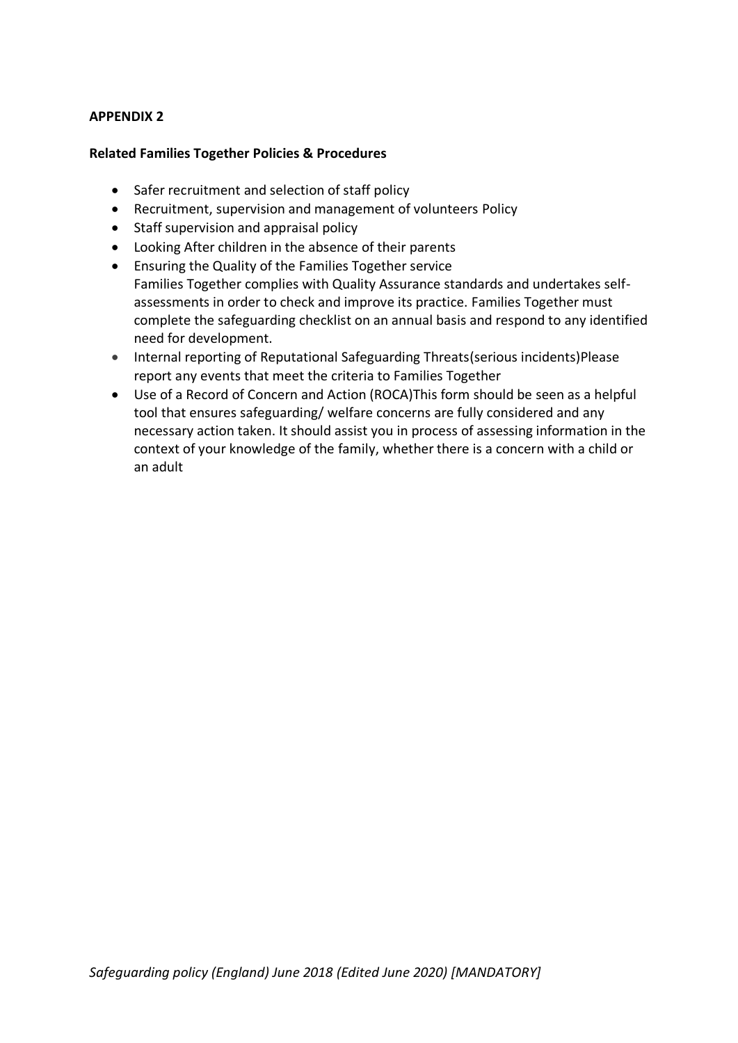**APPENDIX 2**

**Related Families Together Policies & Procedures**

- Safer recruitment and selection of staff policy
- Recruitment, supervision and management of volunteers Policy
- Staff supervision and appraisal policy
- Looking After children in the absence of their parents
- Ensuring the Quality of the Families Together service
  Families Together complies with Quality Assurance standards and undertakes self-assessments in order to check and improve its practice. Families Together must complete the safeguarding checklist on an annual basis and respond to any identified need for development.
- Internal reporting of Reputational Safeguarding Threats(serious incidents)Please report any events that meet the criteria to Families Together
- Use of a Record of Concern and Action (ROCA)This form should be seen as a helpful tool that ensures safeguarding/ welfare concerns are fully considered and any necessary action taken. It should assist you in process of assessing information in the context of your knowledge of the family, whether there is a concern with a child or an adult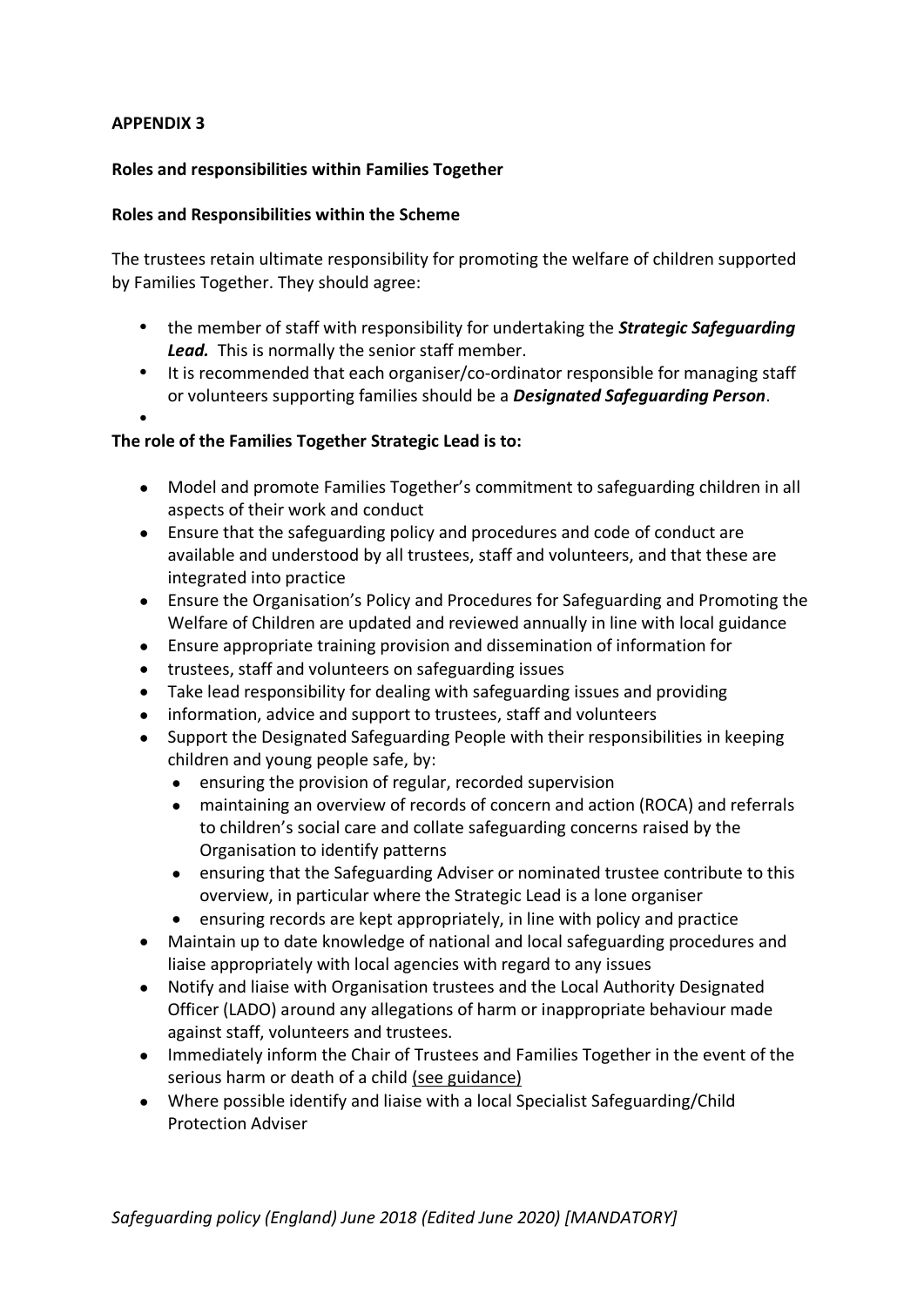**APPENDIX 3**

**Roles and responsibilities within Families Together**

**Roles and Responsibilities within the Scheme**

The trustees retain ultimate responsibility for promoting the welfare of children supported by Families Together. They should agree:

- the member of staff with responsibility for undertaking the ***Strategic Safeguarding Lead.*** This is normally the senior staff member.
- It is recommended that each organiser/co-ordinator responsible for managing staff or volunteers supporting families should be a ***Designated Safeguarding Person***.

**The role of the Families Together Strategic Lead is to:**

- Model and promote Families Together's commitment to safeguarding children in all aspects of their work and conduct
- Ensure that the safeguarding policy and procedures and code of conduct are available and understood by all trustees, staff and volunteers, and that these are integrated into practice
- Ensure the Organisation's Policy and Procedures for Safeguarding and Promoting the Welfare of Children are updated and reviewed annually in line with local guidance
- Ensure appropriate training provision and dissemination of information for
- trustees, staff and volunteers on safeguarding issues
- Take lead responsibility for dealing with safeguarding issues and providing
- information, advice and support to trustees, staff and volunteers
- Support the Designated Safeguarding People with their responsibilities in keeping children and young people safe, by:
  - ensuring the provision of regular, recorded supervision
  - maintaining an overview of records of concern and action (ROCA) and referrals to children's social care and collate safeguarding concerns raised by the Organisation to identify patterns
  - ensuring that the Safeguarding Adviser or nominated trustee contribute to this overview, in particular where the Strategic Lead is a lone organiser
  - ensuring records are kept appropriately, in line with policy and practice
- Maintain up to date knowledge of national and local safeguarding procedures and liaise appropriately with local agencies with regard to any issues
- Notify and liaise with Organisation trustees and the Local Authority Designated Officer (LADO) around any allegations of harm or inappropriate behaviour made against staff, volunteers and trustees.
- Immediately inform the Chair of Trustees and Families Together in the event of the serious harm or death of a child (see guidance)
- Where possible identify and liaise with a local Specialist Safeguarding/Child Protection Adviser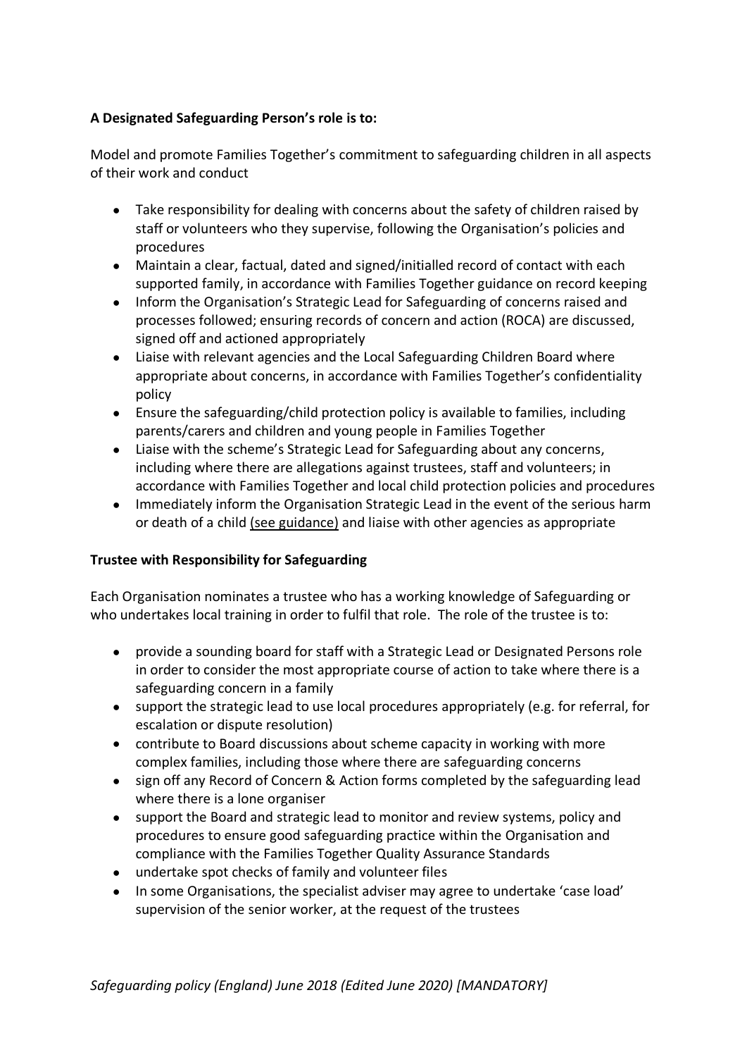**A Designated Safeguarding Person's role is to:**

Model and promote Families Together's commitment to safeguarding children in all aspects of their work and conduct

- Take responsibility for dealing with concerns about the safety of children raised by staff or volunteers who they supervise, following the Organisation's policies and procedures
- Maintain a clear, factual, dated and signed/initialled record of contact with each supported family, in accordance with Families Together guidance on record keeping
- Inform the Organisation's Strategic Lead for Safeguarding of concerns raised and processes followed; ensuring records of concern and action (ROCA) are discussed, signed off and actioned appropriately
- Liaise with relevant agencies and the Local Safeguarding Children Board where appropriate about concerns, in accordance with Families Together's confidentiality policy
- Ensure the safeguarding/child protection policy is available to families, including parents/carers and children and young people in Families Together
- Liaise with the scheme's Strategic Lead for Safeguarding about any concerns, including where there are allegations against trustees, staff and volunteers; in accordance with Families Together and local child protection policies and procedures
- Immediately inform the Organisation Strategic Lead in the event of the serious harm or death of a child (see guidance) and liaise with other agencies as appropriate

**Trustee with Responsibility for Safeguarding**

Each Organisation nominates a trustee who has a working knowledge of Safeguarding or who undertakes local training in order to fulfil that role. The role of the trustee is to:

- provide a sounding board for staff with a Strategic Lead or Designated Persons role in order to consider the most appropriate course of action to take where there is a safeguarding concern in a family
- support the strategic lead to use local procedures appropriately (e.g. for referral, for escalation or dispute resolution)
- contribute to Board discussions about scheme capacity in working with more complex families, including those where there are safeguarding concerns
- sign off any Record of Concern & Action forms completed by the safeguarding lead where there is a lone organiser
- support the Board and strategic lead to monitor and review systems, policy and procedures to ensure good safeguarding practice within the Organisation and compliance with the Families Together Quality Assurance Standards
- undertake spot checks of family and volunteer files
- In some Organisations, the specialist adviser may agree to undertake 'case load' supervision of the senior worker, at the request of the trustees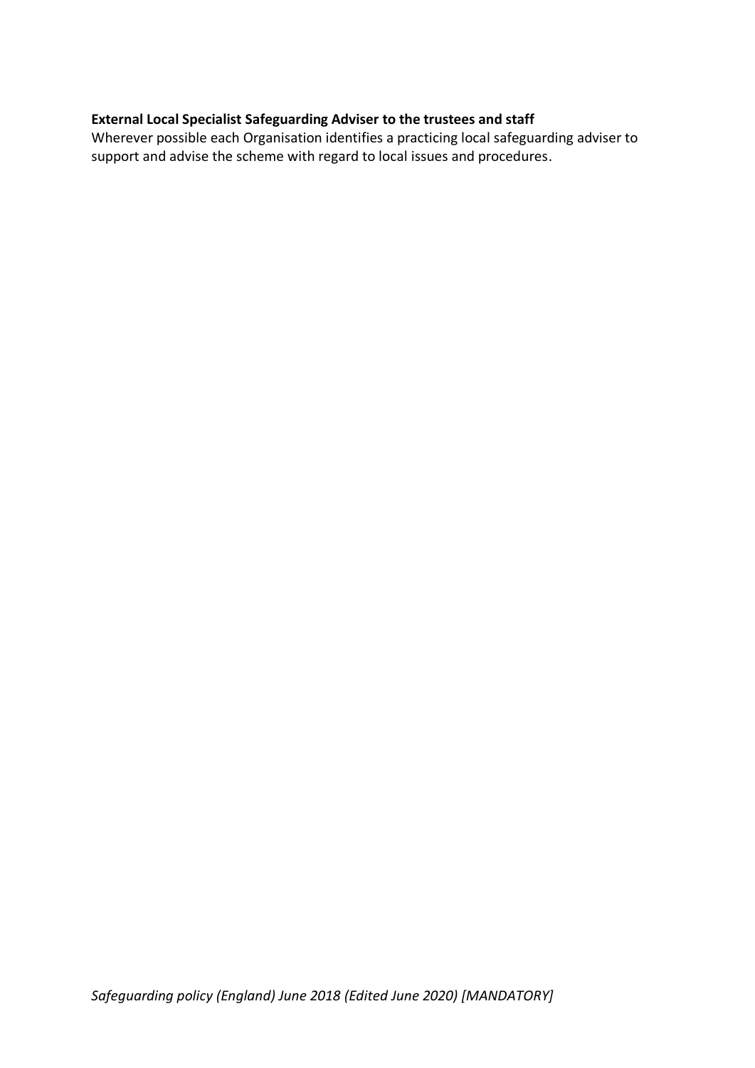**External Local Specialist Safeguarding Adviser to the trustees and staff**
Wherever possible each Organisation identifies a practicing local safeguarding adviser to support and advise the scheme with regard to local issues and procedures.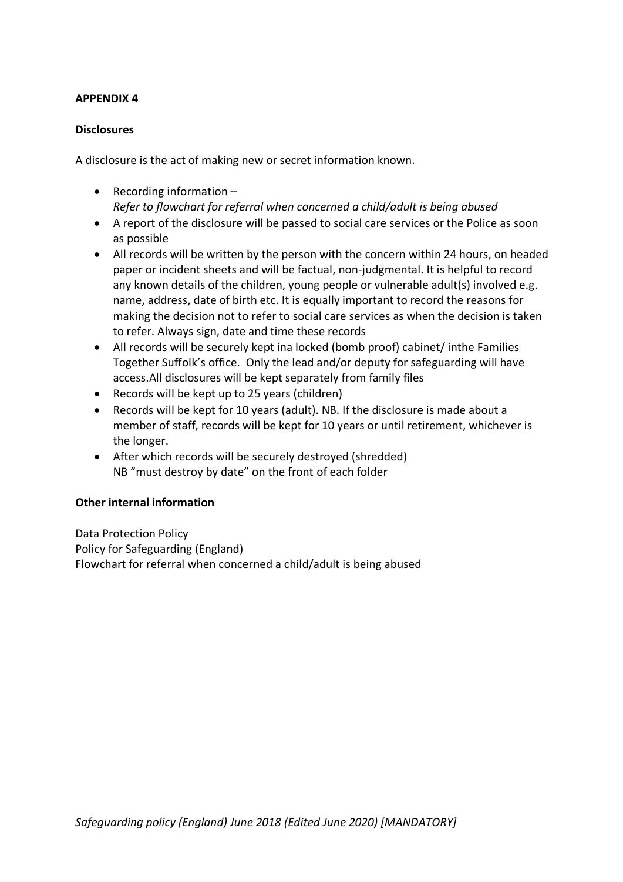**APPENDIX 4**

**Disclosures**

A disclosure is the act of making new or secret information known.

- Recording information –
  *Refer to flowchart for referral when concerned a child/adult is being abused*
- A report of the disclosure will be passed to social care services or the Police as soon as possible
- All records will be written by the person with the concern within 24 hours, on headed paper or incident sheets and will be factual, non-judgmental. It is helpful to record any known details of the children, young people or vulnerable adult(s) involved e.g. name, address, date of birth etc. It is equally important to record the reasons for making the decision not to refer to social care services as when the decision is taken to refer. Always sign, date and time these records
- All records will be securely kept ina locked (bomb proof) cabinet/ inthe Families Together Suffolk's office. Only the lead and/or deputy for safeguarding will have access.All disclosures will be kept separately from family files
- Records will be kept up to 25 years (children)
- Records will be kept for 10 years (adult). NB. If the disclosure is made about a member of staff, records will be kept for 10 years or until retirement, whichever is the longer.
- After which records will be securely destroyed (shredded)
  NB "must destroy by date" on the front of each folder

**Other internal information**

Data Protection Policy
Policy for Safeguarding (England)
Flowchart for referral when concerned a child/adult is being abused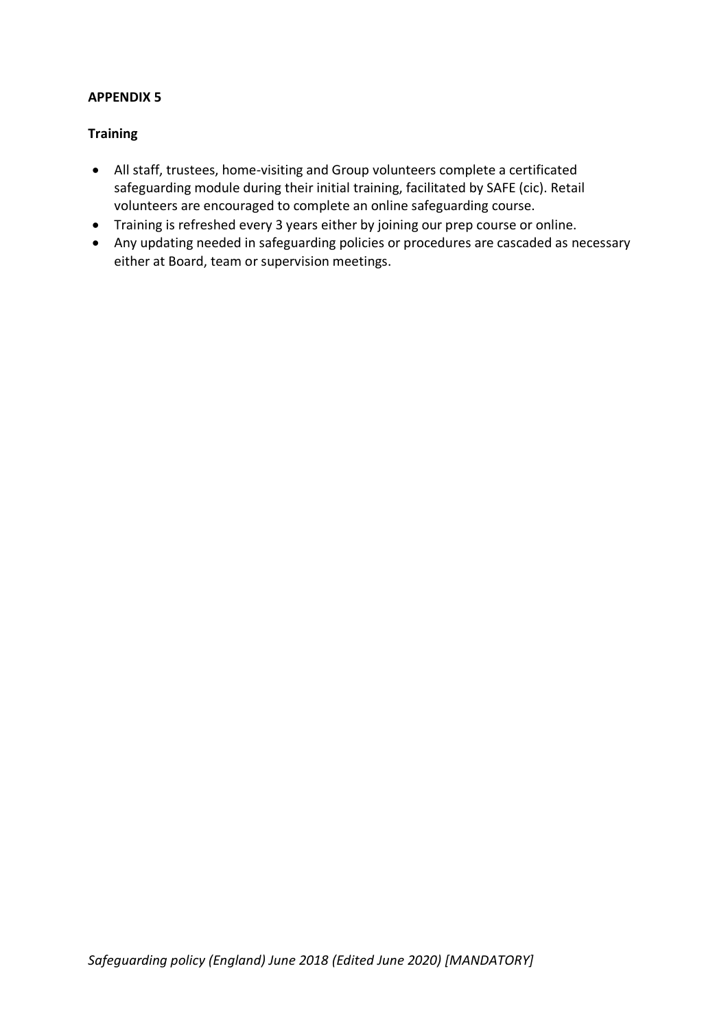**APPENDIX 5**

**Training**

- All staff, trustees, home-visiting and Group volunteers complete a certificated safeguarding module during their initial training, facilitated by SAFE (cic). Retail volunteers are encouraged to complete an online safeguarding course.
- Training is refreshed every 3 years either by joining our prep course or online.
- Any updating needed in safeguarding policies or procedures are cascaded as necessary either at Board, team or supervision meetings.